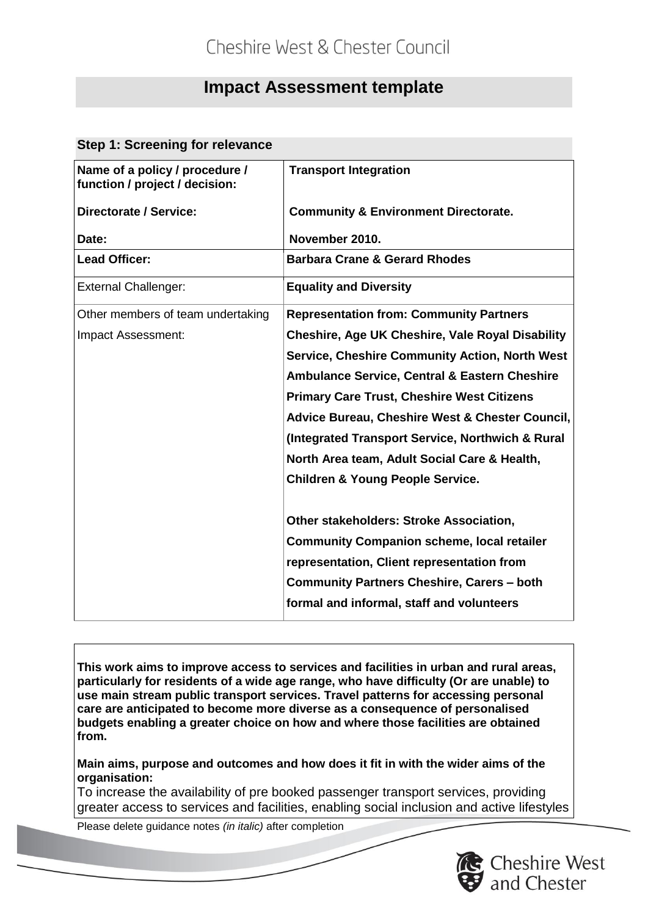Cheshire West & Chester Council

# Impact Assessment template

## Step 1: Screening for relevance

| | |
|---|---|
| **Name of a policy / procedure / function / project / decision:** | **Transport Integration** |
| **Directorate / Service:** | **Community & Environment Directorate.** |
| **Date:** | **November 2010.** |
| **Lead Officer:** | **Barbara Crane & Gerard Rhodes** |
| External Challenger: | **Equality and Diversity** |
| Other members of team undertaking Impact Assessment: | **Representation from: Community Partners Cheshire, Age UK Cheshire, Vale Royal Disability Service, Cheshire Community Action, North West Ambulance Service, Central & Eastern Cheshire Primary Care Trust, Cheshire West Citizens Advice Bureau, Cheshire West & Chester Council, (Integrated Transport Service, Northwich & Rural North Area team, Adult Social Care & Health, Children & Young People Service.**<br><br>**Other stakeholders: Stroke Association, Community Companion scheme, local retailer representation, Client representation from Community Partners Cheshire, Carers – both formal and informal, staff and volunteers** |

**This work aims to improve access to services and facilities in urban and rural areas, particularly for residents of a wide age range, who have difficulty (Or are unable) to use main stream public transport services. Travel patterns for accessing personal care are anticipated to become more diverse as a consequence of personalised budgets enabling a greater choice on how and where those facilities are obtained from.**

**Main aims, purpose and outcomes and how does it fit in with the wider aims of the organisation:**

To increase the availability of pre booked passenger transport services, providing greater access to services and facilities, enabling social inclusion and active lifestyles

Please delete guidance notes *(in italic)* after completion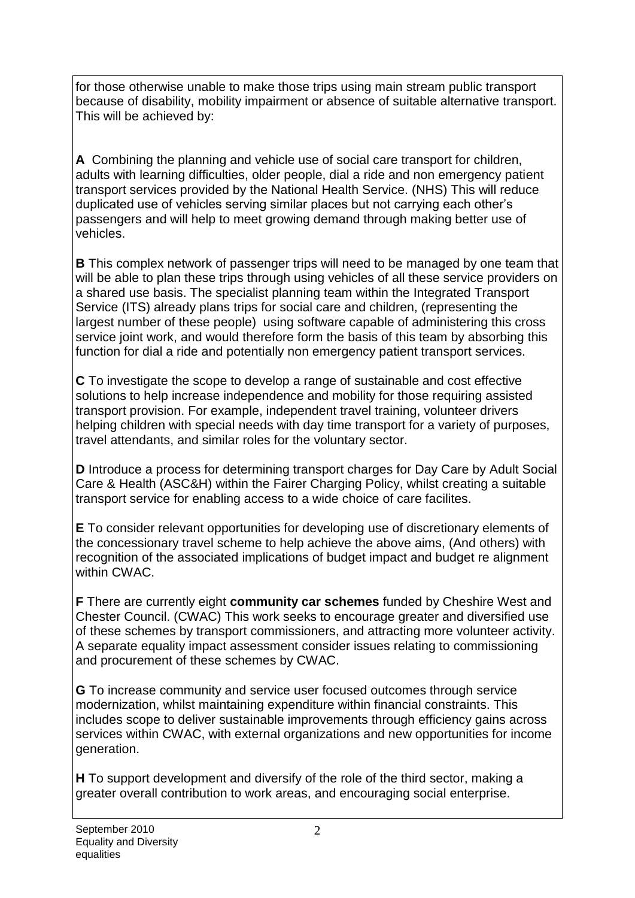for those otherwise unable to make those trips using main stream public transport because of disability, mobility impairment or absence of suitable alternative transport. This will be achieved by:

**A** Combining the planning and vehicle use of social care transport for children, adults with learning difficulties, older people, dial a ride and non emergency patient transport services provided by the National Health Service. (NHS) This will reduce duplicated use of vehicles serving similar places but not carrying each other's passengers and will help to meet growing demand through making better use of vehicles.

**B** This complex network of passenger trips will need to be managed by one team that will be able to plan these trips through using vehicles of all these service providers on a shared use basis. The specialist planning team within the Integrated Transport Service (ITS) already plans trips for social care and children, (representing the largest number of these people) using software capable of administering this cross service joint work, and would therefore form the basis of this team by absorbing this function for dial a ride and potentially non emergency patient transport services.

**C** To investigate the scope to develop a range of sustainable and cost effective solutions to help increase independence and mobility for those requiring assisted transport provision. For example, independent travel training, volunteer drivers helping children with special needs with day time transport for a variety of purposes, travel attendants, and similar roles for the voluntary sector.

**D** Introduce a process for determining transport charges for Day Care by Adult Social Care & Health (ASC&H) within the Fairer Charging Policy, whilst creating a suitable transport service for enabling access to a wide choice of care facilites.

**E** To consider relevant opportunities for developing use of discretionary elements of the concessionary travel scheme to help achieve the above aims, (And others) with recognition of the associated implications of budget impact and budget re alignment within CWAC.

**F** There are currently eight **community car schemes** funded by Cheshire West and Chester Council. (CWAC) This work seeks to encourage greater and diversified use of these schemes by transport commissioners, and attracting more volunteer activity. A separate equality impact assessment consider issues relating to commissioning and procurement of these schemes by CWAC.

**G** To increase community and service user focused outcomes through service modernization, whilst maintaining expenditure within financial constraints. This includes scope to deliver sustainable improvements through efficiency gains across services within CWAC, with external organizations and new opportunities for income generation.

**H** To support development and diversify of the role of the third sector, making a greater overall contribution to work areas, and encouraging social enterprise.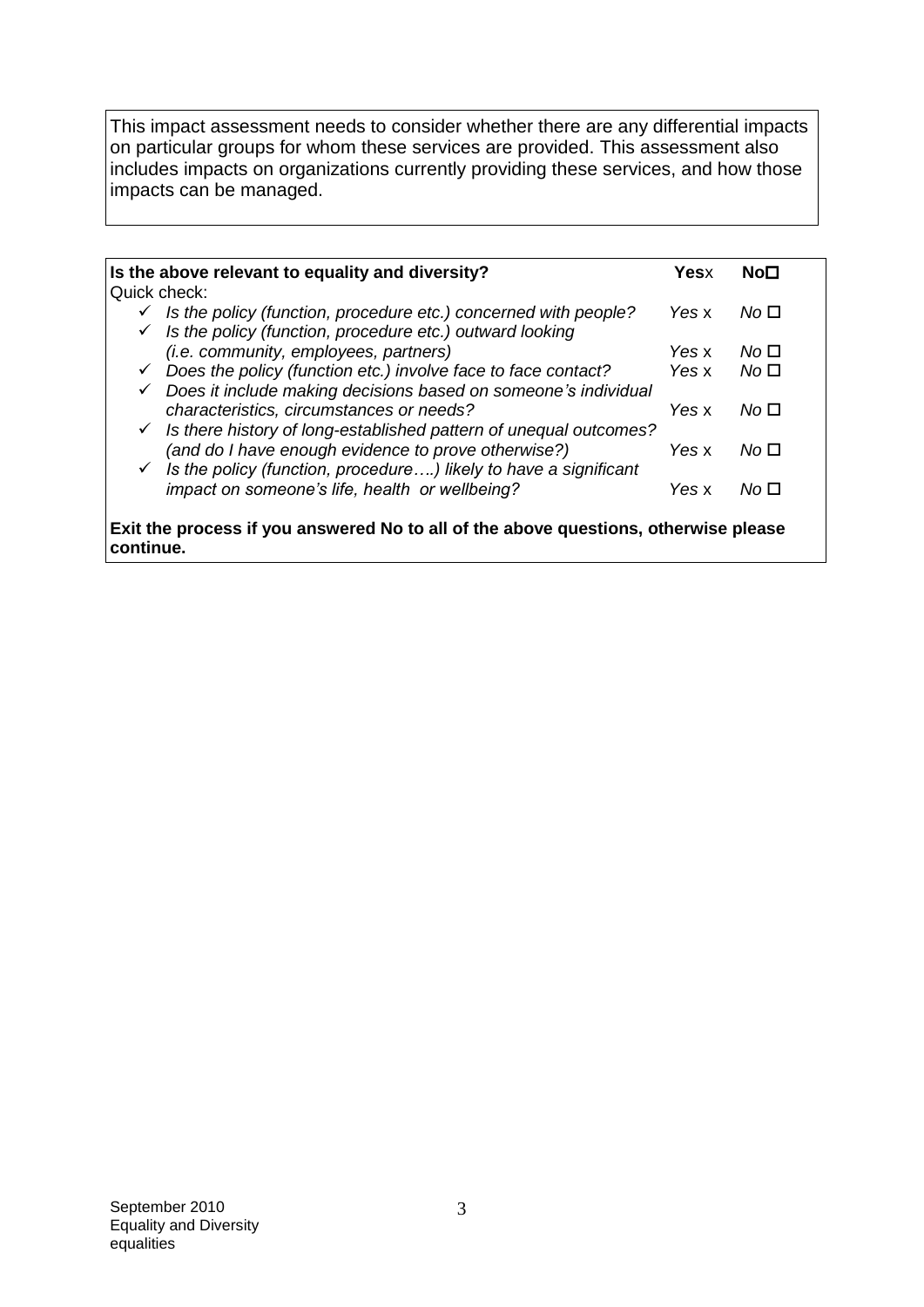This impact assessment needs to consider whether there are any differential impacts on particular groups for whom these services are provided. This assessment also includes impacts on organizations currently providing these services, and how those impacts can be managed.

| **Is the above relevant to equality and diversity?** | **Yes**x | **No**☐ |
|---|---|---|
| Quick check: | | |
| ✓ *Is the policy (function, procedure etc.) concerned with people?* | *Yes* x | *No* ☐ |
| ✓ *Is the policy (function, procedure etc.) outward looking (i.e. community, employees, partners)* | *Yes* x | *No* ☐ |
| ✓ *Does the policy (function etc.) involve face to face contact?* | *Yes* x | *No* ☐ |
| ✓ *Does it include making decisions based on someone's individual characteristics, circumstances or needs?* | *Yes* x | *No* ☐ |
| ✓ *Is there history of long-established pattern of unequal outcomes? (and do I have enough evidence to prove otherwise?)* | *Yes* x | *No* ☐ |
| ✓ *Is the policy (function, procedure….) likely to have a significant impact on someone's life, health or wellbeing?* | *Yes* x | *No* ☐ |

**Exit the process if you answered No to all of the above questions, otherwise please continue.**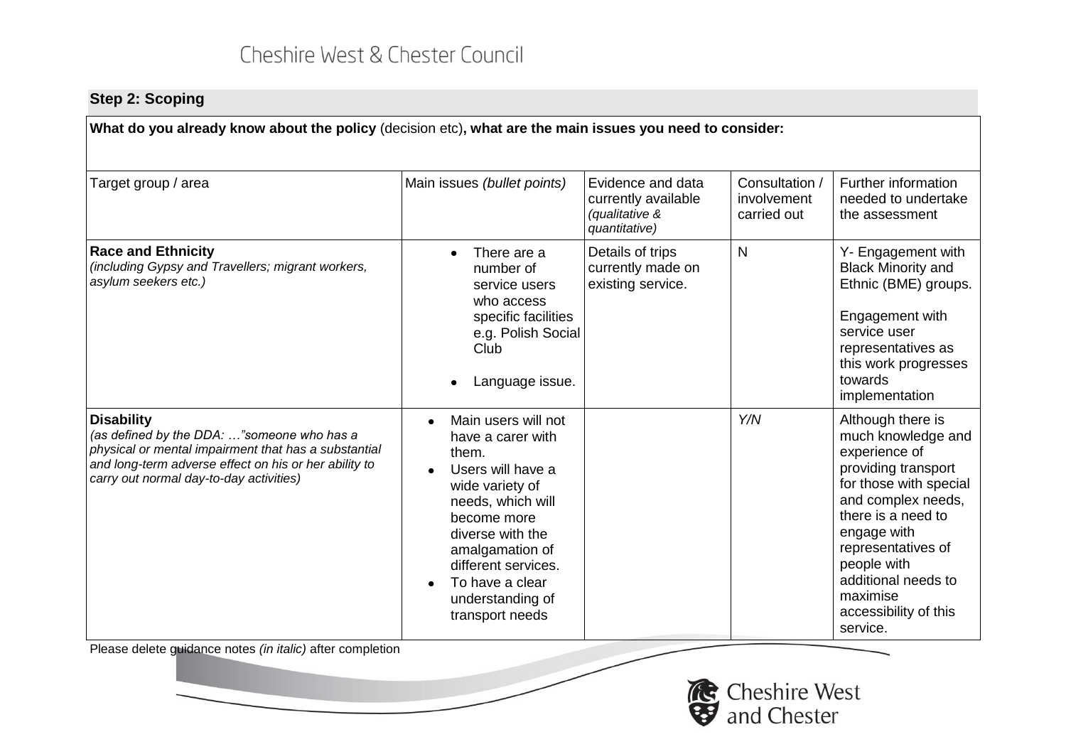## Step 2: Scoping

**What do you already know about the policy** (decision etc)**, what are the main issues you need to consider:**

| Target group / area | Main issues *(bullet points)* | Evidence and data currently available *(qualitative & quantitative)* | Consultation / involvement carried out | Further information needed to undertake the assessment |
|---|---|---|---|---|
| **Race and Ethnicity** *(including Gypsy and Travellers; migrant workers, asylum seekers etc.)* | • There are a number of service users who access specific facilities e.g. Polish Social Club<br>• Language issue. | Details of trips currently made on existing service. | N | Y- Engagement with Black Minority and Ethnic (BME) groups.<br><br>Engagement with service user representatives as this work progresses towards implementation |
| **Disability** *(as defined by the DDA: …"someone who has a physical or mental impairment that has a substantial and long-term adverse effect on his or her ability to carry out normal day-to-day activities)* | • Main users will not have a carer with them.<br>• Users will have a wide variety of needs, which will become more diverse with the amalgamation of different services.<br>• To have a clear understanding of transport needs | | *Y/N* | Although there is much knowledge and experience of providing transport for those with special and complex needs, there is a need to engage with representatives of people with additional needs to maximise accessibility of this service. |

Please delete guidance notes *(in italic)* after completion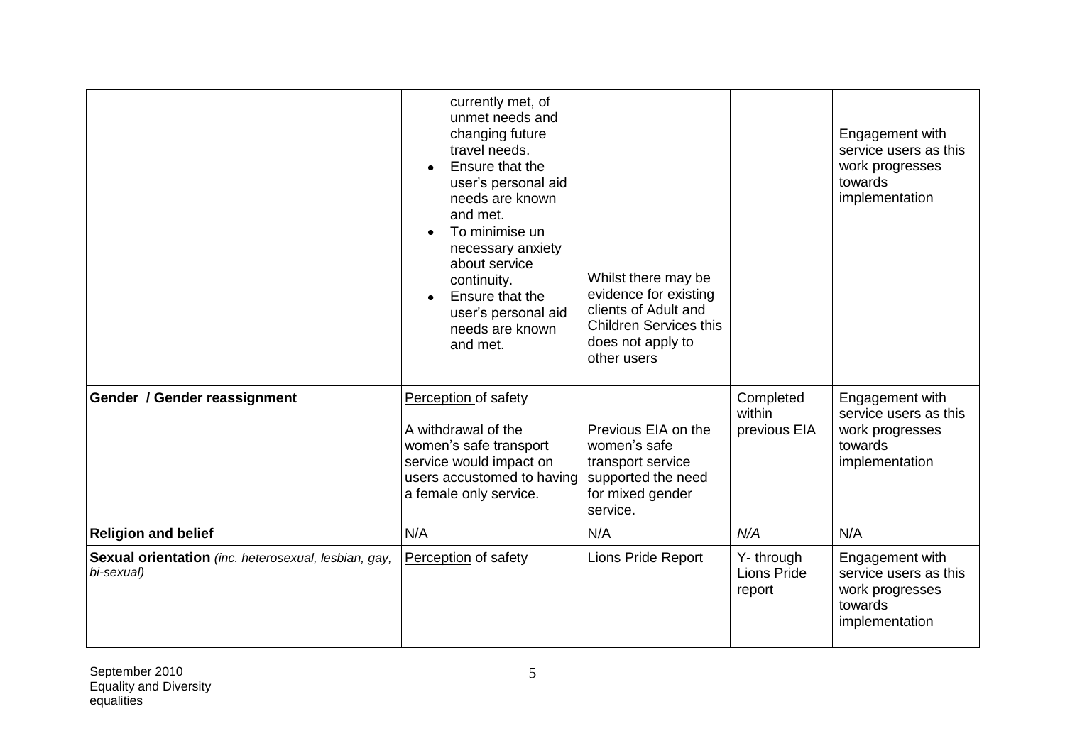| | | | | |
|---|---|---|---|---|
| | currently met, of unmet needs and changing future travel needs.<br>• Ensure that the user's personal aid needs are known and met.<br>• To minimise un necessary anxiety about service continuity.<br>• Ensure that the user's personal aid needs are known and met. | Whilst there may be evidence for existing clients of Adult and Children Services this does not apply to other users | | Engagement with service users as this work progresses towards implementation |
| **Gender / Gender reassignment** | Perception of safety<br><br>A withdrawal of the women's safe transport service would impact on users accustomed to having a female only service. | Previous EIA on the women's safe transport service supported the need for mixed gender service. | Completed within previous EIA | Engagement with service users as this work progresses towards implementation |
| **Religion and belief** | N/A | N/A | *N/A* | N/A |
| **Sexual orientation** *(inc. heterosexual, lesbian, gay, bi-sexual)* | Perception of safety | Lions Pride Report | Y- through Lions Pride report | Engagement with service users as this work progresses towards implementation |

September 2010
Equality and Diversity
equalities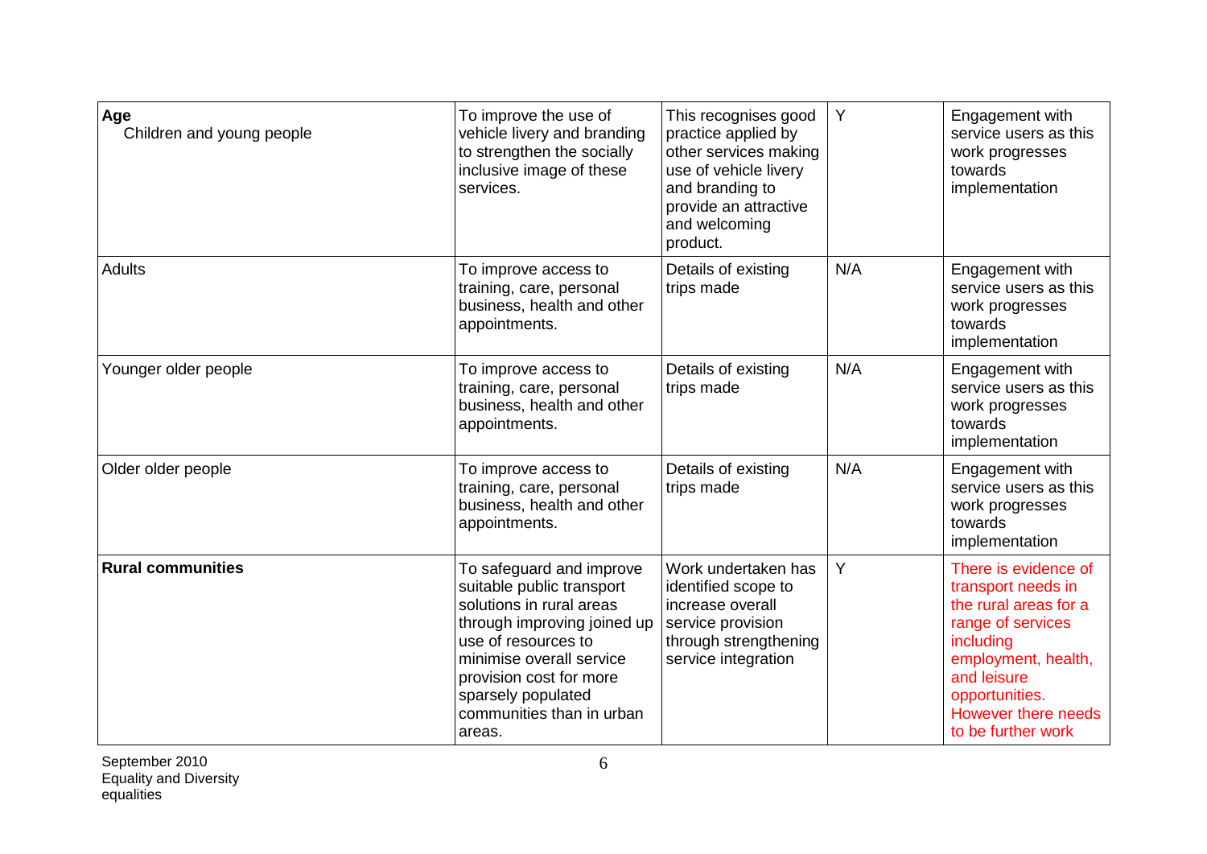| | | | | |
|---|---|---|---|---|
| **Age**<br>Children and young people | To improve the use of vehicle livery and branding to strengthen the socially inclusive image of these services. | This recognises good practice applied by other services making use of vehicle livery and branding to provide an attractive and welcoming product. | Y | Engagement with service users as this work progresses towards implementation |
| Adults | To improve access to training, care, personal business, health and other appointments. | Details of existing trips made | N/A | Engagement with service users as this work progresses towards implementation |
| Younger older people | To improve access to training, care, personal business, health and other appointments. | Details of existing trips made | N/A | Engagement with service users as this work progresses towards implementation |
| Older older people | To improve access to training, care, personal business, health and other appointments. | Details of existing trips made | N/A | Engagement with service users as this work progresses towards implementation |
| **Rural communities** | To safeguard and improve suitable public transport solutions in rural areas through improving joined up use of resources to minimise overall service provision cost for more sparsely populated communities than in urban areas. | Work undertaken has identified scope to increase overall service provision through strengthening service integration | Y | There is evidence of transport needs in the rural areas for a range of services including employment, health, and leisure opportunities. However there needs to be further work |

September 2010
Equality and Diversity
equalities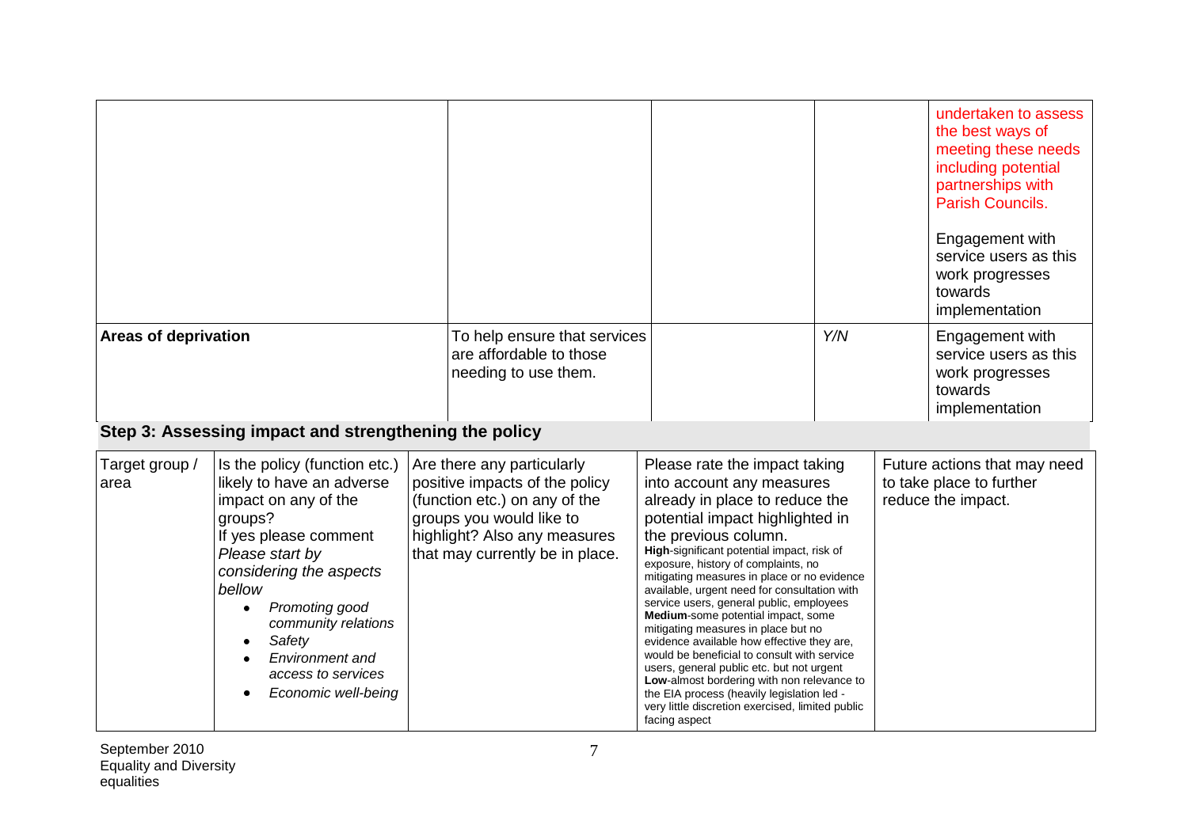| | | | | |
|---|---|---|---|---|
| | | | | undertaken to assess the best ways of meeting these needs including potential partnerships with Parish Councils.<br><br>Engagement with service users as this work progresses towards implementation |
| **Areas of deprivation** | To help ensure that services are affordable to those needing to use them. | | Y/N | Engagement with service users as this work progresses towards implementation |

## Step 3: Assessing impact and strengthening the policy

| Target group / area | Is the policy (function etc.) likely to have an adverse impact on any of the groups?<br>If yes please comment<br>*Please start by considering the aspects bellow*<br>• *Promoting good community relations*<br>• *Safety*<br>• *Environment and access to services*<br>• *Economic well-being* | Are there any particularly positive impacts of the policy (function etc.) on any of the groups you would like to highlight? Also any measures that may currently be in place. | Please rate the impact taking into account any measures already in place to reduce the potential impact highlighted in the previous column.<br>**High**-significant potential impact, risk of exposure, history of complaints, no mitigating measures in place or no evidence available, urgent need for consultation with service users, general public, employees<br>**Medium**-some potential impact, some mitigating measures in place but no evidence available how effective they are, would be beneficial to consult with service users, general public etc. but not urgent<br>**Low**-almost bordering with non relevance to the EIA process (heavily legislation led - very little discretion exercised, limited public facing aspect | Future actions that may need to take place to further reduce the impact. |
|---|---|---|---|---|

September 2010
Equality and Diversity
equalities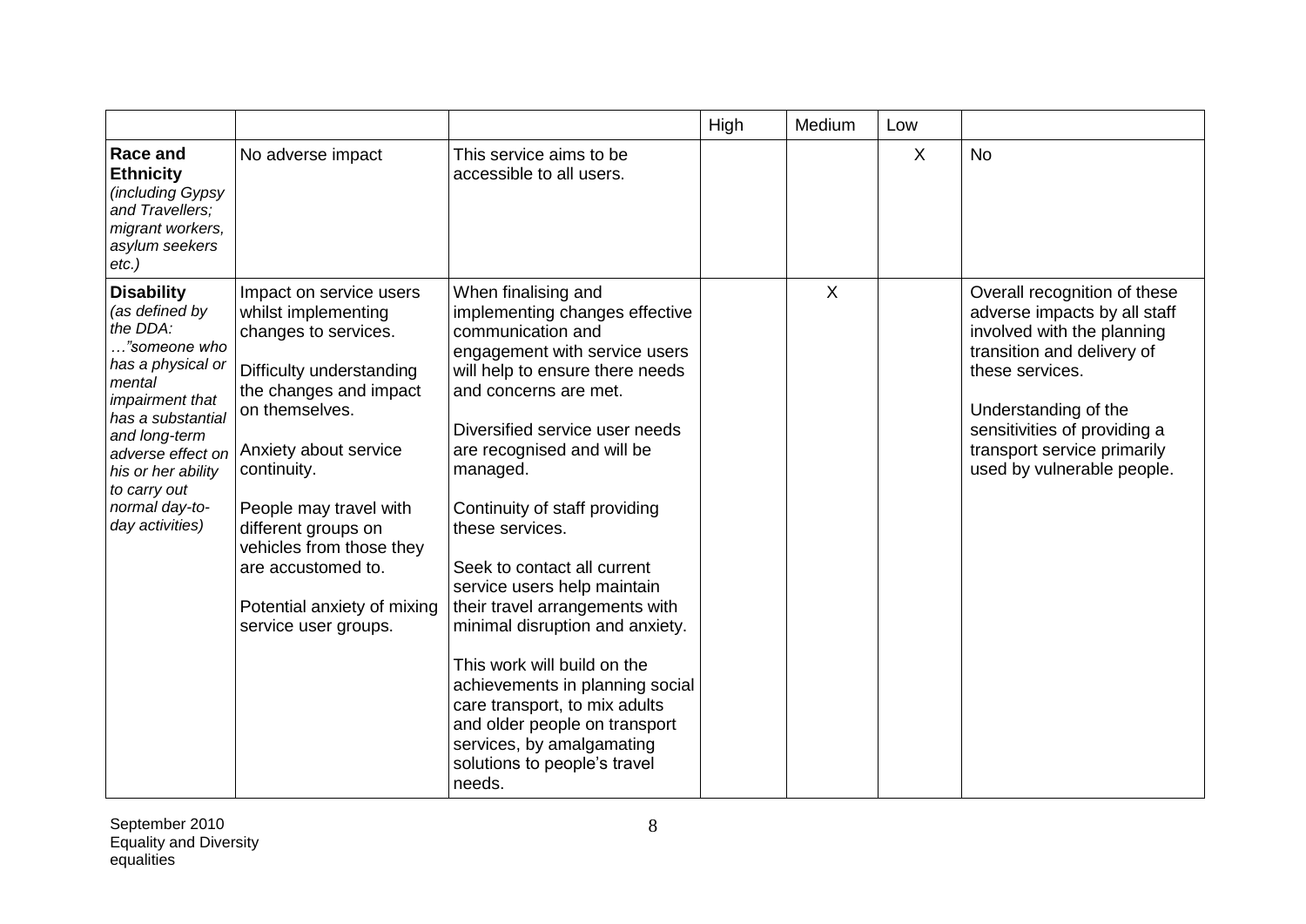| | | | High | Medium | Low | |
|---|---|---|---|---|---|---|
| **Race and Ethnicity** *(including Gypsy and Travellers; migrant workers, asylum seekers etc.)* | No adverse impact | This service aims to be accessible to all users. | | | X | No |
| **Disability** *(as defined by the DDA: …"someone who has a physical or mental impairment that has a substantial and long-term adverse effect on his or her ability to carry out normal day-to-day activities)* | Impact on service users whilst implementing changes to services.<br><br>Difficulty understanding the changes and impact on themselves.<br><br>Anxiety about service continuity.<br><br>People may travel with different groups on vehicles from those they are accustomed to.<br><br>Potential anxiety of mixing service user groups. | When finalising and implementing changes effective communication and engagement with service users will help to ensure there needs and concerns are met.<br><br>Diversified service user needs are recognised and will be managed.<br><br>Continuity of staff providing these services.<br><br>Seek to contact all current service users help maintain their travel arrangements with minimal disruption and anxiety.<br><br>This work will build on the achievements in planning social care transport, to mix adults and older people on transport services, by amalgamating solutions to people's travel needs. | | X | | Overall recognition of these adverse impacts by all staff involved with the planning transition and delivery of these services.<br><br>Understanding of the sensitivities of providing a transport service primarily used by vulnerable people. |

September 2010
Equality and Diversity
equalities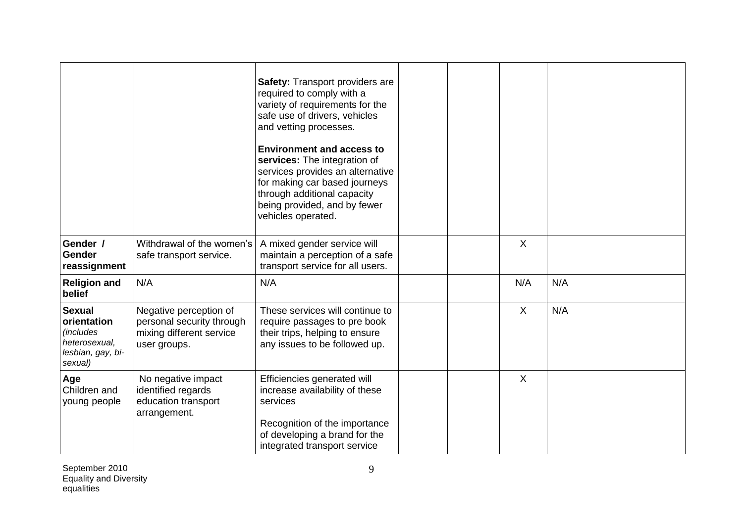| | | | | | | |
|---|---|---|---|---|---|---|
| | | **Safety:** Transport providers are required to comply with a variety of requirements for the safe use of drivers, vehicles and vetting processes.<br><br>**Environment and access to services:** The integration of services provides an alternative for making car based journeys through additional capacity being provided, and by fewer vehicles operated. | | | | |
| **Gender / Gender reassignment** | Withdrawal of the women's safe transport service. | A mixed gender service will maintain a perception of a safe transport service for all users. | | | X | |
| **Religion and belief** | N/A | N/A | | | N/A | N/A |
| **Sexual orientation** *(includes heterosexual, lesbian, gay, bi-sexual)* | Negative perception of personal security through mixing different service user groups. | These services will continue to require passages to pre book their trips, helping to ensure any issues to be followed up. | | | X | N/A |
| **Age** Children and young people | No negative impact identified regards education transport arrangement. | Efficiencies generated will increase availability of these services<br><br>Recognition of the importance of developing a brand for the integrated transport service | | | X | |

September 2010
Equality and Diversity
equalities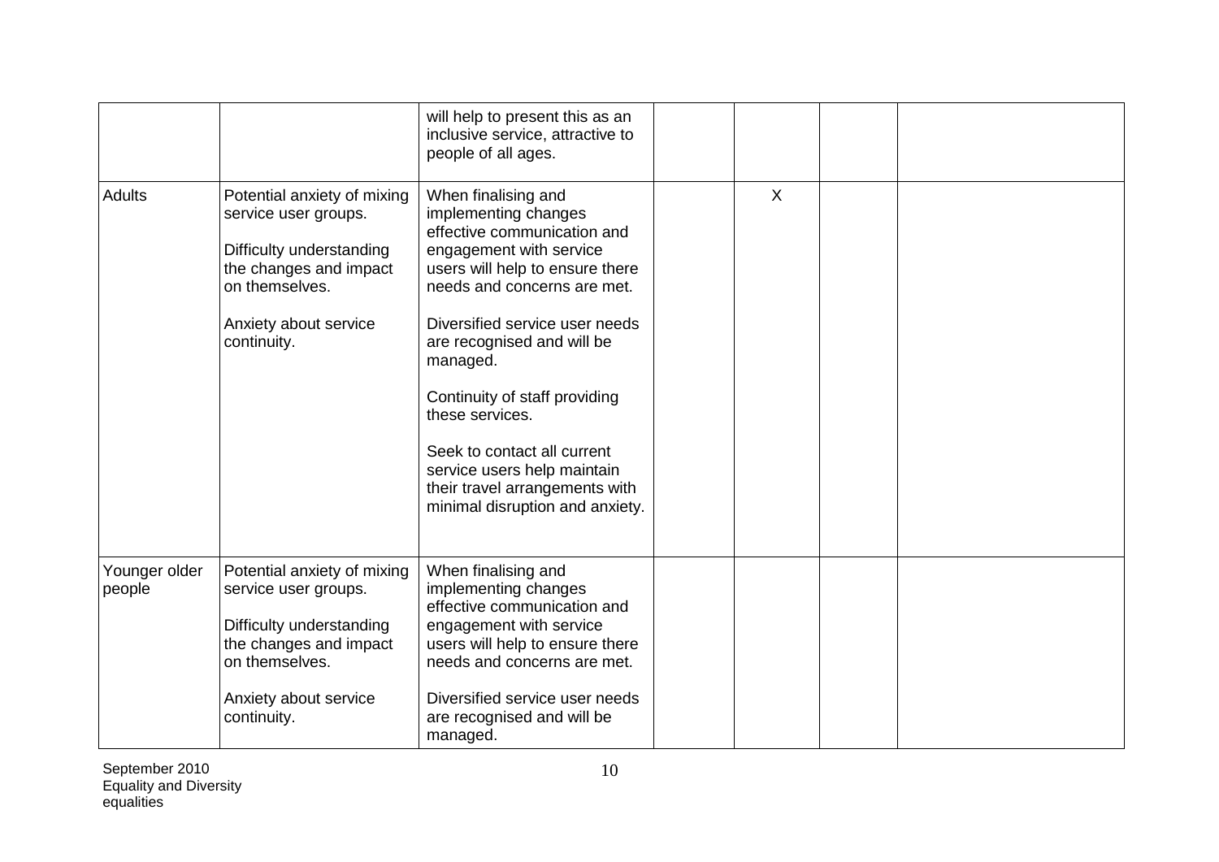| | | | | | | |
|---|---|---|---|---|---|---|
| | | will help to present this as an inclusive service, attractive to people of all ages. | | | | |
| Adults | Potential anxiety of mixing service user groups.<br><br>Difficulty understanding the changes and impact on themselves.<br><br>Anxiety about service continuity. | When finalising and implementing changes effective communication and engagement with service users will help to ensure there needs and concerns are met.<br><br>Diversified service user needs are recognised and will be managed.<br><br>Continuity of staff providing these services.<br><br>Seek to contact all current service users help maintain their travel arrangements with minimal disruption and anxiety. | | X | | |
| Younger older people | Potential anxiety of mixing service user groups.<br><br>Difficulty understanding the changes and impact on themselves.<br><br>Anxiety about service continuity. | When finalising and implementing changes effective communication and engagement with service users will help to ensure there needs and concerns are met.<br><br>Diversified service user needs are recognised and will be managed. | | | | |

September 2010
Equality and Diversity
equalities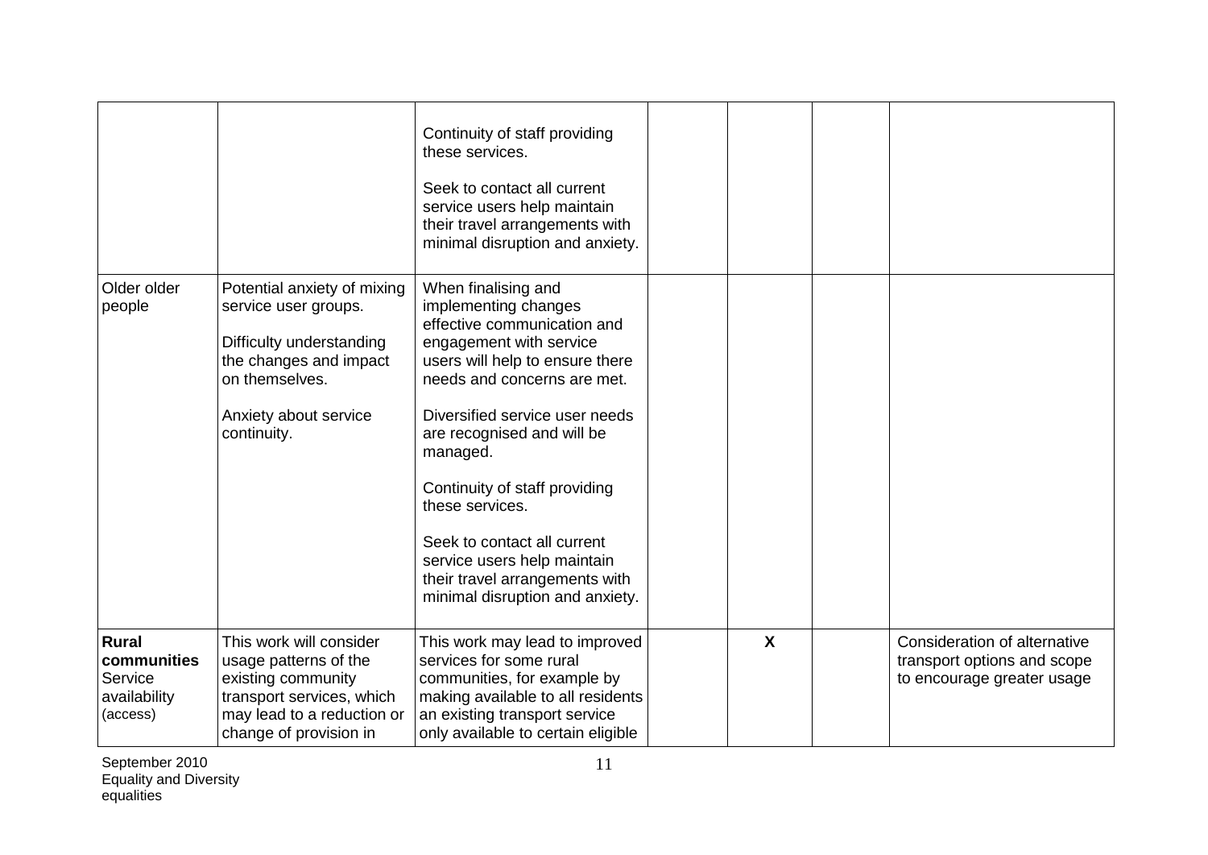| | | | | | | |
|---|---|---|---|---|---|---|
| | | Continuity of staff providing these services.<br><br>Seek to contact all current service users help maintain their travel arrangements with minimal disruption and anxiety. | | | | |
| Older older people | Potential anxiety of mixing service user groups.<br><br>Difficulty understanding the changes and impact on themselves.<br><br>Anxiety about service continuity. | When finalising and implementing changes effective communication and engagement with service users will help to ensure there needs and concerns are met.<br><br>Diversified service user needs are recognised and will be managed.<br><br>Continuity of staff providing these services.<br><br>Seek to contact all current service users help maintain their travel arrangements with minimal disruption and anxiety. | | | | |
| **Rural communities** Service availability (access) | This work will consider usage patterns of the existing community transport services, which may lead to a reduction or change of provision in | This work may lead to improved services for some rural communities, for example by making available to all residents an existing transport service only available to certain eligible | | X | | Consideration of alternative transport options and scope to encourage greater usage |

September 2010
Equality and Diversity
equalities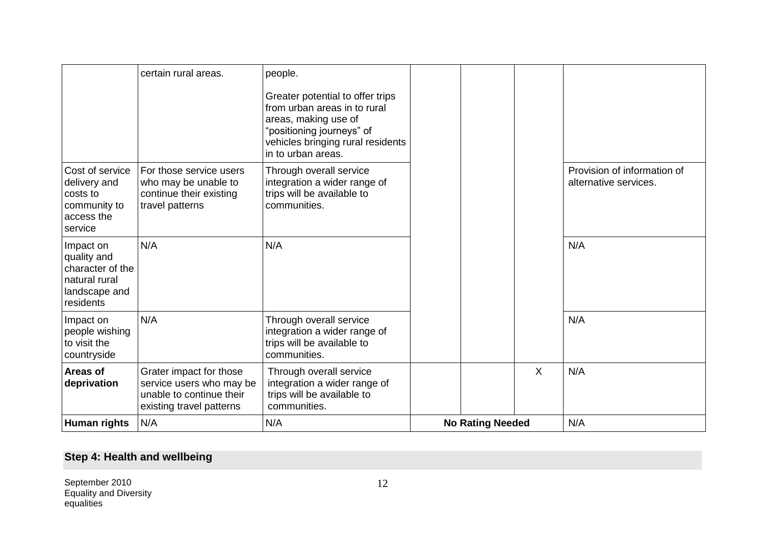| | | | | | | |
|---|---|---|---|---|---|---|
| | certain rural areas. | people.<br><br>Greater potential to offer trips from urban areas in to rural areas, making use of "positioning journeys" of vehicles bringing rural residents in to urban areas. | | | | |
| Cost of service delivery and costs to community to access the service | For those service users who may be unable to continue their existing travel patterns | Through overall service integration a wider range of trips will be available to communities. | | | | Provision of information of alternative services. |
| Impact on quality and character of the natural rural landscape and residents | N/A | N/A | | | | N/A |
| Impact on people wishing to visit the countryside | N/A | Through overall service integration a wider range of trips will be available to communities. | | | | N/A |
| **Areas of deprivation** | Grater impact for those service users who may be unable to continue their existing travel patterns | Through overall service integration a wider range of trips will be available to communities. | | | X | N/A |
| **Human rights** | N/A | N/A | **No Rating Needed** | | | N/A |

**Step 4: Health and wellbeing**

September 2010
Equality and Diversity
equalities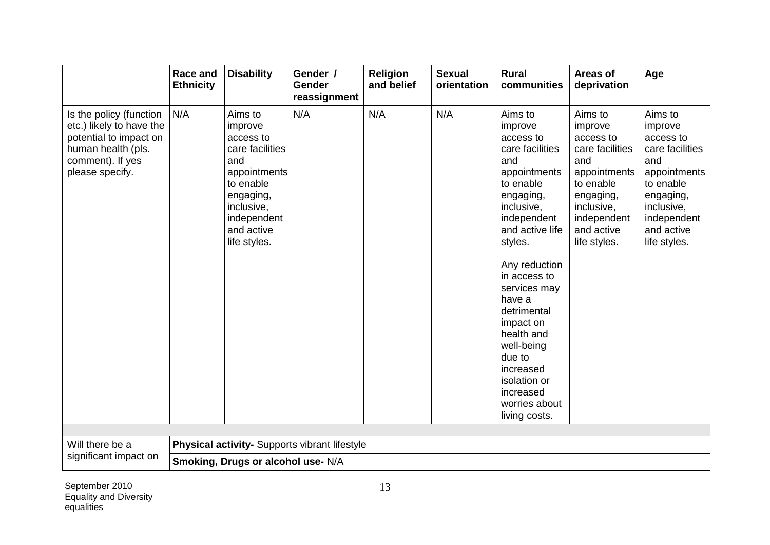| | Race and Ethnicity | Disability | Gender / Gender reassignment | Religion and belief | Sexual orientation | Rural communities | Areas of deprivation | Age |
|---|---|---|---|---|---|---|---|---|
| Is the policy (function etc.) likely to have the potential to impact on human health (pls. comment). If yes please specify. | N/A | Aims to improve access to care facilities and appointments to enable engaging, inclusive, independent and active life styles. | N/A | N/A | N/A | Aims to improve access to care facilities and appointments to enable engaging, inclusive, independent and active life styles.<br><br>Any reduction in access to services may have a detrimental impact on health and well-being due to increased isolation or increased worries about living costs. | Aims to improve access to care facilities and appointments to enable engaging, inclusive, independent and active life styles. | Aims to improve access to care facilities and appointments to enable engaging, inclusive, independent and active life styles. |
| | | | | | | | | |
| Will there be a significant impact on | **Physical activity-** Supports vibrant lifestyle | | | | | | | |
| | **Smoking, Drugs or alcohol use-** N/A | | | | | | | |

September 2010
Equality and Diversity
equalities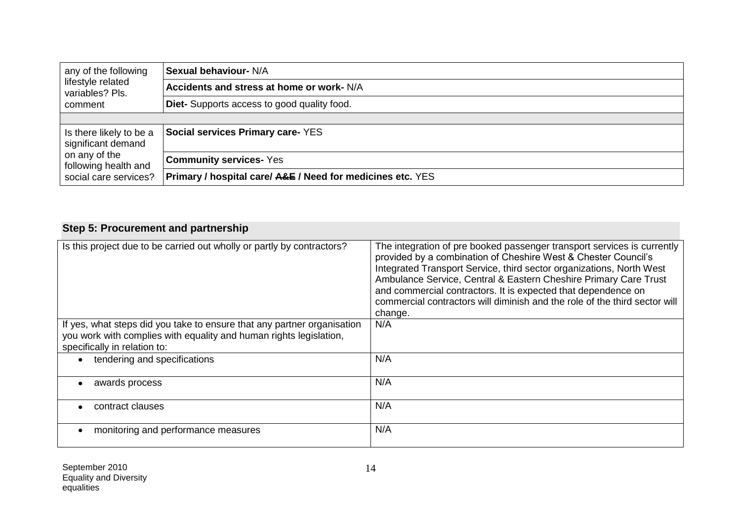| any of the following lifestyle related variables? Pls. comment | **Sexual behaviour-** N/A |
|---|---|
| | **Accidents and stress at home or work-** N/A |
| | **Diet-** Supports access to good quality food. |
| | |
| Is there likely to be a significant demand on any of the following health and social care services? | **Social services Primary care-** YES |
| | **Community services-** Yes |
| | **Primary / hospital care/ ~~A&E~~ / Need for medicines etc.** YES |

## Step 5: Procurement and partnership

| Is this project due to be carried out wholly or partly by contractors? | The integration of pre booked passenger transport services is currently provided by a combination of Cheshire West & Chester Council's Integrated Transport Service, third sector organizations, North West Ambulance Service, Central & Eastern Cheshire Primary Care Trust and commercial contractors. It is expected that dependence on commercial contractors will diminish and the role of the third sector will change. |
|---|---|
| If yes, what steps did you take to ensure that any partner organisation you work with complies with equality and human rights legislation, specifically in relation to: | N/A |
| • tendering and specifications | N/A |
| • awards process | N/A |
| • contract clauses | N/A |
| • monitoring and performance measures | N/A |

September 2010
Equality and Diversity
equalities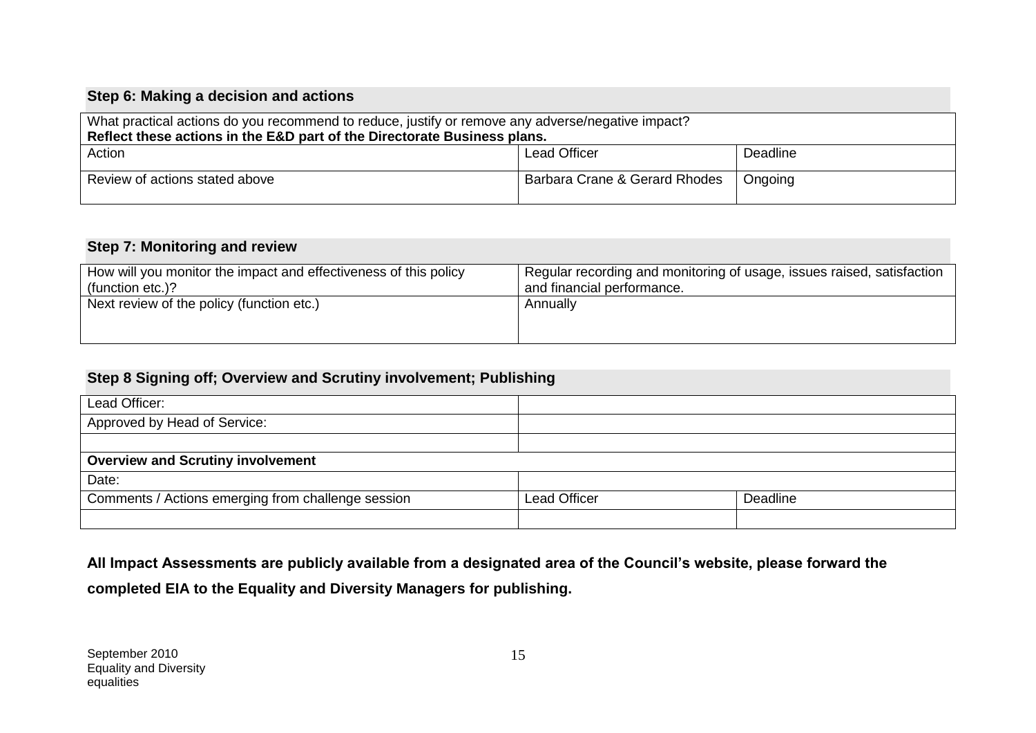## Step 6: Making a decision and actions

What practical actions do you recommend to reduce, justify or remove any adverse/negative impact?
**Reflect these actions in the E&D part of the Directorate Business plans.**

| Action | Lead Officer | Deadline |
|---|---|---|
| Review of actions stated above | Barbara Crane & Gerard Rhodes | Ongoing |

## Step 7: Monitoring and review

| | |
|---|---|
| How will you monitor the impact and effectiveness of this policy (function etc.)? | Regular recording and monitoring of usage, issues raised, satisfaction and financial performance. |
| Next review of the policy (function etc.) | Annually |

## Step 8 Signing off; Overview and Scrutiny involvement; Publishing

| | | |
|---|---|---|
| Lead Officer: | | |
| Approved by Head of Service: | | |
| | | |
| **Overview and Scrutiny involvement** | | |
| Date: | | |
| Comments / Actions emerging from challenge session | Lead Officer | Deadline |
| | | |

**All Impact Assessments are publicly available from a designated area of the Council's website, please forward the completed EIA to the Equality and Diversity Managers for publishing.**

September 2010
Equality and Diversity
equalities